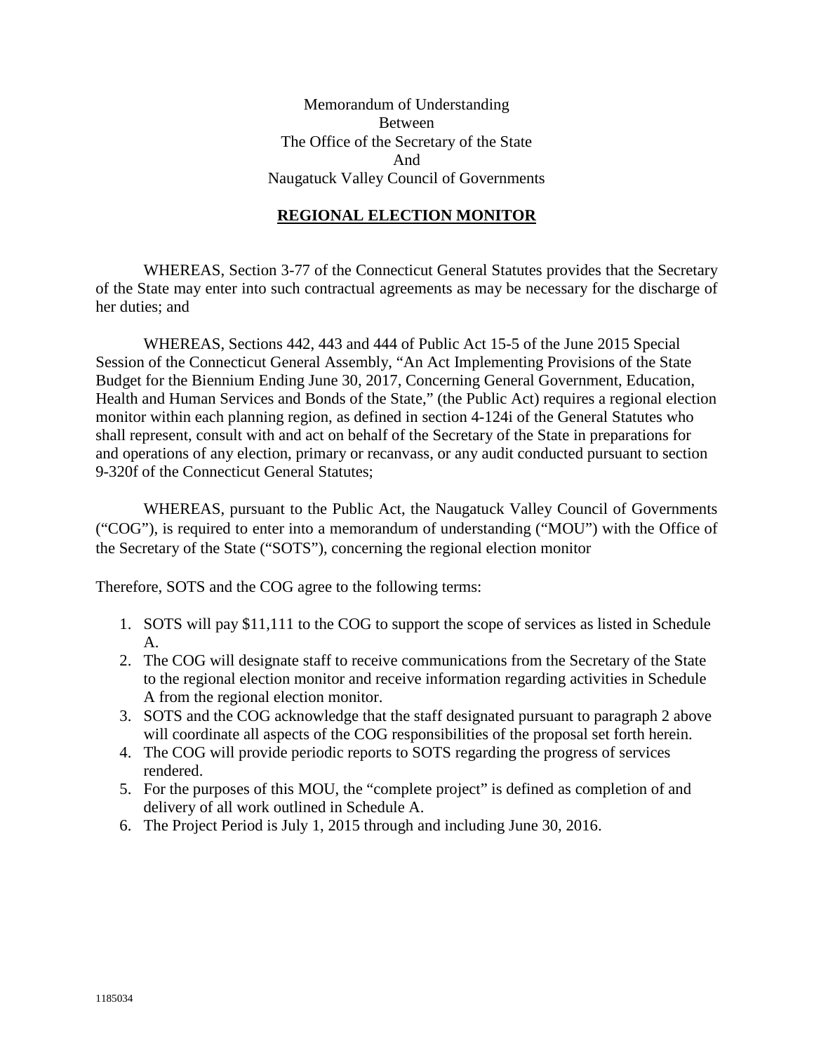Memorandum of Understanding
Between
The Office of the Secretary of the State
And
Naugatuck Valley Council of Governments

## REGIONAL ELECTION MONITOR

WHEREAS, Section 3-77 of the Connecticut General Statutes provides that the Secretary of the State may enter into such contractual agreements as may be necessary for the discharge of her duties; and

WHEREAS, Sections 442, 443 and 444 of Public Act 15-5 of the June 2015 Special Session of the Connecticut General Assembly, "An Act Implementing Provisions of the State Budget for the Biennium Ending June 30, 2017, Concerning General Government, Education, Health and Human Services and Bonds of the State," (the Public Act) requires a regional election monitor within each planning region, as defined in section 4-124i of the General Statutes who shall represent, consult with and act on behalf of the Secretary of the State in preparations for and operations of any election, primary or recanvass, or any audit conducted pursuant to section 9-320f of the Connecticut General Statutes;

WHEREAS, pursuant to the Public Act, the Naugatuck Valley Council of Governments ("COG"), is required to enter into a memorandum of understanding ("MOU") with the Office of the Secretary of the State ("SOTS"), concerning the regional election monitor

Therefore, SOTS and the COG agree to the following terms:

1. SOTS will pay $11,111 to the COG to support the scope of services as listed in Schedule A.
2. The COG will designate staff to receive communications from the Secretary of the State to the regional election monitor and receive information regarding activities in Schedule A from the regional election monitor.
3. SOTS and the COG acknowledge that the staff designated pursuant to paragraph 2 above will coordinate all aspects of the COG responsibilities of the proposal set forth herein.
4. The COG will provide periodic reports to SOTS regarding the progress of services rendered.
5. For the purposes of this MOU, the "complete project" is defined as completion of and delivery of all work outlined in Schedule A.
6. The Project Period is July 1, 2015 through and including June 30, 2016.

1185034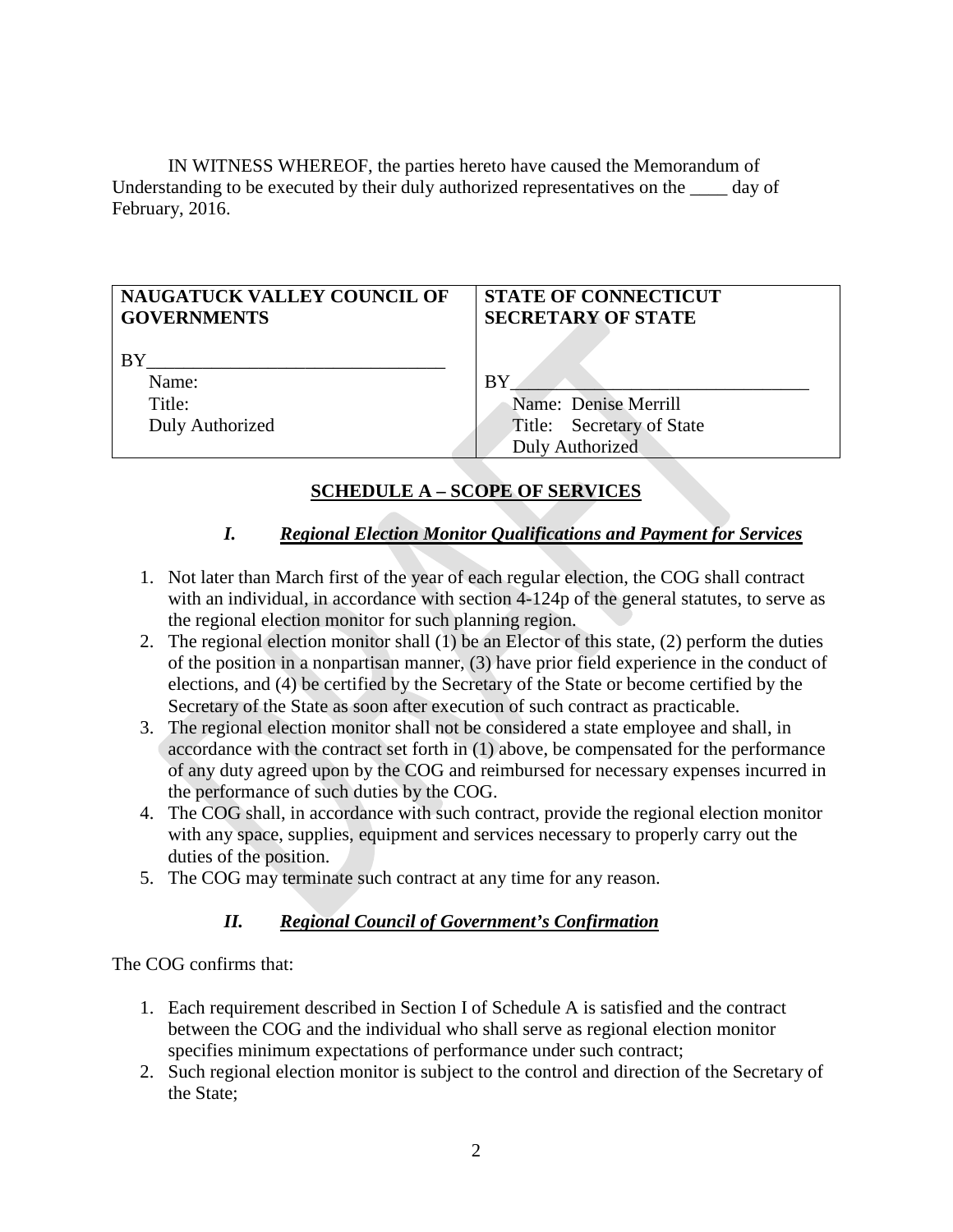IN WITNESS WHEREOF, the parties hereto have caused the Memorandum of Understanding to be executed by their duly authorized representatives on the ____ day of February, 2016.

| **NAUGATUCK VALLEY COUNCIL OF GOVERNMENTS** | **STATE OF CONNECTICUT SECRETARY OF STATE** |
|---|---|
| BY________________________________<br>Name:<br>Title:<br>Duly Authorized | BY________________________________<br>Name: Denise Merrill<br>Title: Secretary of State<br>Duly Authorized |

## SCHEDULE A – SCOPE OF SERVICES

### *I. Regional Election Monitor Qualifications and Payment for Services*

1. Not later than March first of the year of each regular election, the COG shall contract with an individual, in accordance with section 4-124p of the general statutes, to serve as the regional election monitor for such planning region.
2. The regional election monitor shall (1) be an Elector of this state, (2) perform the duties of the position in a nonpartisan manner, (3) have prior field experience in the conduct of elections, and (4) be certified by the Secretary of the State or become certified by the Secretary of the State as soon after execution of such contract as practicable.
3. The regional election monitor shall not be considered a state employee and shall, in accordance with the contract set forth in (1) above, be compensated for the performance of any duty agreed upon by the COG and reimbursed for necessary expenses incurred in the performance of such duties by the COG.
4. The COG shall, in accordance with such contract, provide the regional election monitor with any space, supplies, equipment and services necessary to properly carry out the duties of the position.
5. The COG may terminate such contract at any time for any reason.

### *II. Regional Council of Government's Confirmation*

The COG confirms that:

1. Each requirement described in Section I of Schedule A is satisfied and the contract between the COG and the individual who shall serve as regional election monitor specifies minimum expectations of performance under such contract;
2. Such regional election monitor is subject to the control and direction of the Secretary of the State;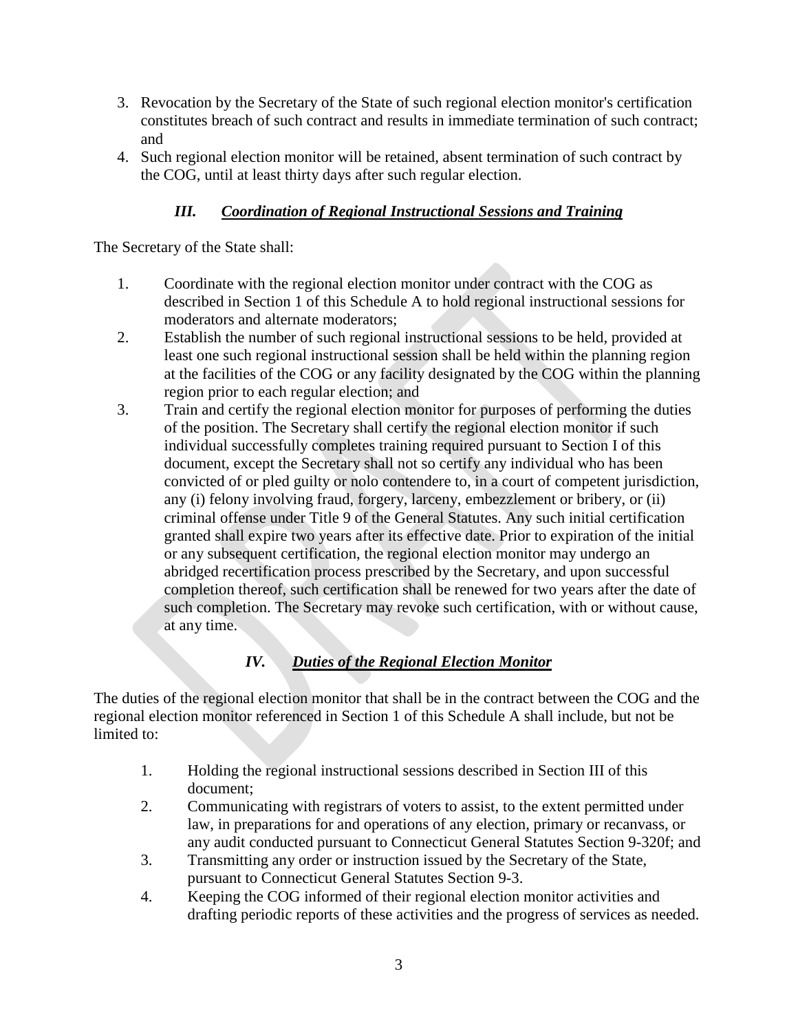3. Revocation by the Secretary of the State of such regional election monitor's certification constitutes breach of such contract and results in immediate termination of such contract; and
4. Such regional election monitor will be retained, absent termination of such contract by the COG, until at least thirty days after such regular election.

### *III. Coordination of Regional Instructional Sessions and Training*

The Secretary of the State shall:

1. Coordinate with the regional election monitor under contract with the COG as described in Section 1 of this Schedule A to hold regional instructional sessions for moderators and alternate moderators;
2. Establish the number of such regional instructional sessions to be held, provided at least one such regional instructional session shall be held within the planning region at the facilities of the COG or any facility designated by the COG within the planning region prior to each regular election; and
3. Train and certify the regional election monitor for purposes of performing the duties of the position. The Secretary shall certify the regional election monitor if such individual successfully completes training required pursuant to Section I of this document, except the Secretary shall not so certify any individual who has been convicted of or pled guilty or nolo contendere to, in a court of competent jurisdiction, any (i) felony involving fraud, forgery, larceny, embezzlement or bribery, or (ii) criminal offense under Title 9 of the General Statutes. Any such initial certification granted shall expire two years after its effective date. Prior to expiration of the initial or any subsequent certification, the regional election monitor may undergo an abridged recertification process prescribed by the Secretary, and upon successful completion thereof, such certification shall be renewed for two years after the date of such completion. The Secretary may revoke such certification, with or without cause, at any time.

### *IV. Duties of the Regional Election Monitor*

The duties of the regional election monitor that shall be in the contract between the COG and the regional election monitor referenced in Section 1 of this Schedule A shall include, but not be limited to:

1. Holding the regional instructional sessions described in Section III of this document;
2. Communicating with registrars of voters to assist, to the extent permitted under law, in preparations for and operations of any election, primary or recanvass, or any audit conducted pursuant to Connecticut General Statutes Section 9-320f; and
3. Transmitting any order or instruction issued by the Secretary of the State, pursuant to Connecticut General Statutes Section 9-3.
4. Keeping the COG informed of their regional election monitor activities and drafting periodic reports of these activities and the progress of services as needed.